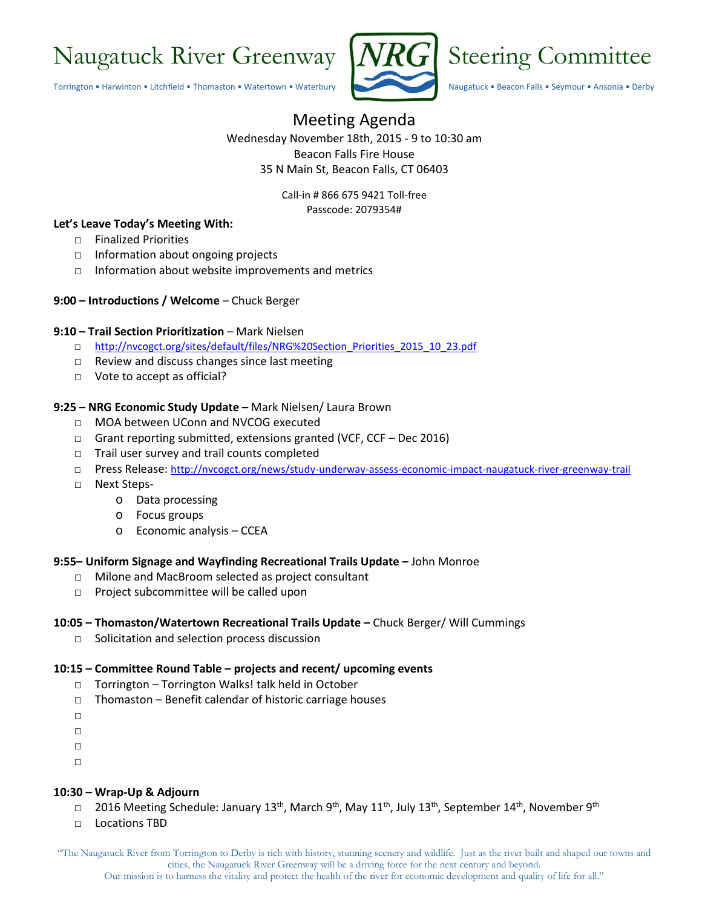# Naugatuck River Greenway NRG Steering Committee

Torrington • Harwinton • Litchfield • Thomaston • Watertown • Waterbury    Naugatuck • Beacon Falls • Seymour • Ansonia • Derby

## Meeting Agenda

Wednesday November 18th, 2015 - 9 to 10:30 am
Beacon Falls Fire House
35 N Main St, Beacon Falls, CT 06403

Call-in # 866 675 9421 Toll-free
Passcode: 2079354#

**Let's Leave Today's Meeting With:**

- Finalized Priorities
- Information about ongoing projects
- Information about website improvements and metrics

**9:00 – Introductions / Welcome** – Chuck Berger

**9:10 – Trail Section Prioritization** – Mark Nielsen

- http://nvcogct.org/sites/default/files/NRG%20Section_Priorities_2015_10_23.pdf
- Review and discuss changes since last meeting
- Vote to accept as official?

**9:25 – NRG Economic Study Update –** Mark Nielsen/ Laura Brown

- MOA between UConn and NVCOG executed
- Grant reporting submitted, extensions granted (VCF, CCF – Dec 2016)
- Trail user survey and trail counts completed
- Press Release: http://nvcogct.org/news/study-underway-assess-economic-impact-naugatuck-river-greenway-trail
- Next Steps-
  - Data processing
  - Focus groups
  - Economic analysis – CCEA

**9:55– Uniform Signage and Wayfinding Recreational Trails Update –** John Monroe

- Milone and MacBroom selected as project consultant
- Project subcommittee will be called upon

**10:05 – Thomaston/Watertown Recreational Trails Update –** Chuck Berger/ Will Cummings

- Solicitation and selection process discussion

**10:15 – Committee Round Table – projects and recent/ upcoming events**

- Torrington – Torrington Walks! talk held in October
- Thomaston – Benefit calendar of historic carriage houses
-
-
-
-

**10:30 – Wrap-Up & Adjourn**

- 2016 Meeting Schedule: January 13th, March 9th, May 11th, July 13th, September 14th, November 9th
- Locations TBD

"The Naugatuck River from Torrington to Derby is rich with history, stunning scenery and wildlife. Just as the river built and shaped our towns and cities, the Naugatuck River Greenway will be a driving force for the next century and beyond.
Our mission is to harness the vitality and protect the health of the river for economic development and quality of life for all."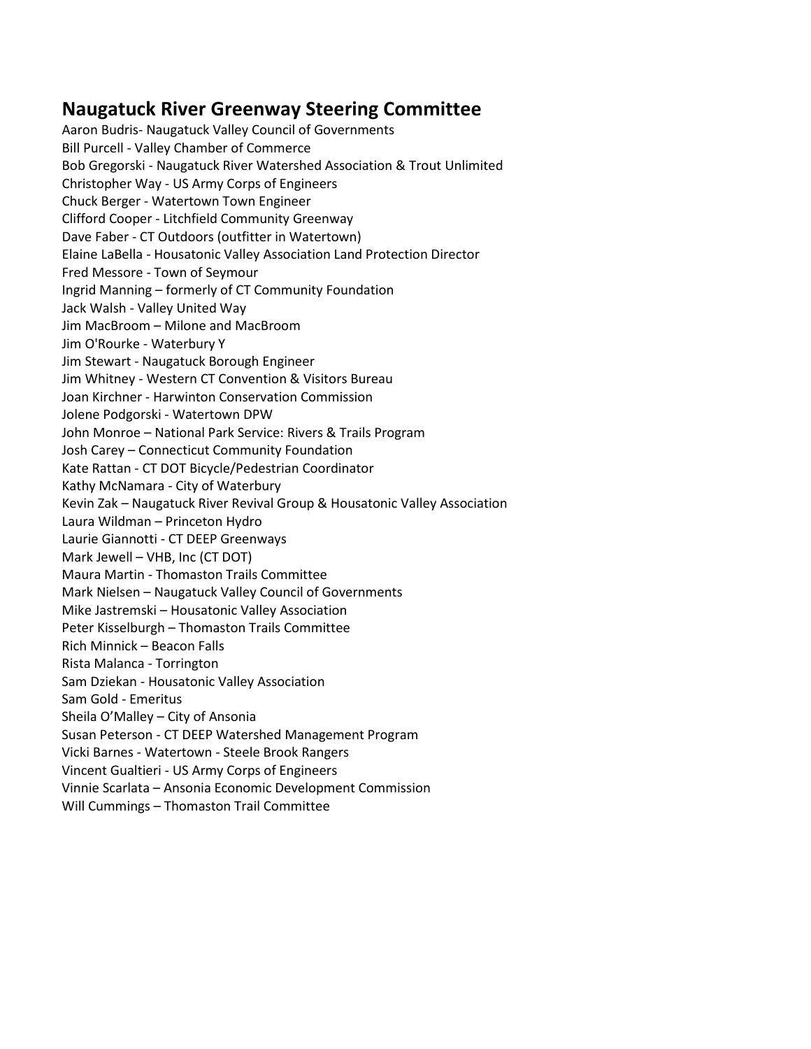## Naugatuck River Greenway Steering Committee

Aaron Budris- Naugatuck Valley Council of Governments
Bill Purcell - Valley Chamber of Commerce
Bob Gregorski - Naugatuck River Watershed Association & Trout Unlimited
Christopher Way - US Army Corps of Engineers
Chuck Berger - Watertown Town Engineer
Clifford Cooper - Litchfield Community Greenway
Dave Faber - CT Outdoors (outfitter in Watertown)
Elaine LaBella - Housatonic Valley Association Land Protection Director
Fred Messore - Town of Seymour
Ingrid Manning – formerly of CT Community Foundation
Jack Walsh - Valley United Way
Jim MacBroom – Milone and MacBroom
Jim O'Rourke - Waterbury Y
Jim Stewart - Naugatuck Borough Engineer
Jim Whitney - Western CT Convention & Visitors Bureau
Joan Kirchner - Harwinton Conservation Commission
Jolene Podgorski - Watertown DPW
John Monroe – National Park Service: Rivers & Trails Program
Josh Carey – Connecticut Community Foundation
Kate Rattan - CT DOT Bicycle/Pedestrian Coordinator
Kathy McNamara - City of Waterbury
Kevin Zak – Naugatuck River Revival Group & Housatonic Valley Association
Laura Wildman – Princeton Hydro
Laurie Giannotti - CT DEEP Greenways
Mark Jewell – VHB, Inc (CT DOT)
Maura Martin - Thomaston Trails Committee
Mark Nielsen – Naugatuck Valley Council of Governments
Mike Jastremski – Housatonic Valley Association
Peter Kisselburgh – Thomaston Trails Committee
Rich Minnick – Beacon Falls
Rista Malanca - Torrington
Sam Dziekan - Housatonic Valley Association
Sam Gold - Emeritus
Sheila O'Malley – City of Ansonia
Susan Peterson - CT DEEP Watershed Management Program
Vicki Barnes - Watertown - Steele Brook Rangers
Vincent Gualtieri - US Army Corps of Engineers
Vinnie Scarlata – Ansonia Economic Development Commission
Will Cummings – Thomaston Trail Committee